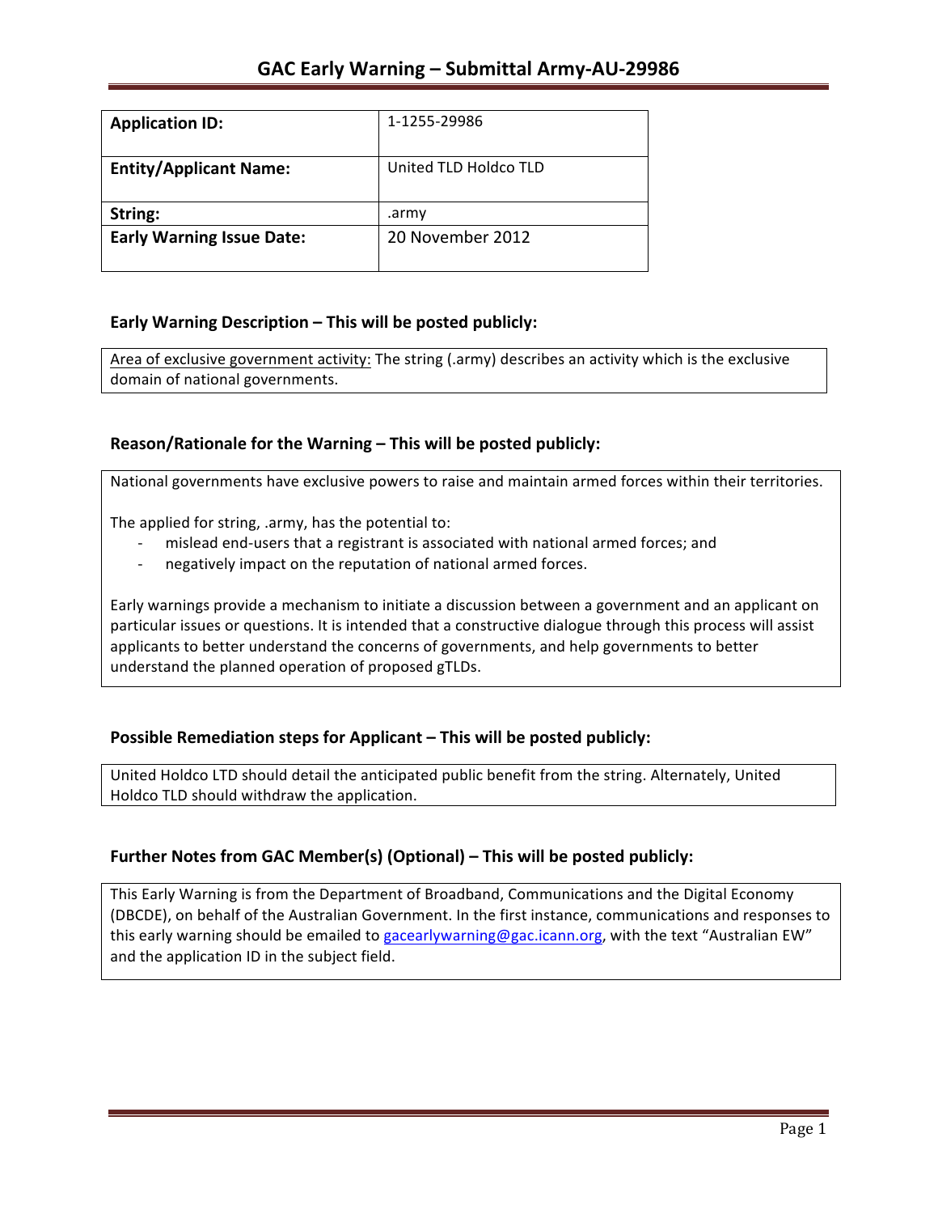# GAC Early Warning – Submittal Army-AU-29986

| Application ID: | 1-1255-29986 |
| --- | --- |
| Entity/Applicant Name: | United TLD Holdco TLD |
| String: | .army |
| Early Warning Issue Date: | 20 November 2012 |

## Early Warning Description – This will be posted publicly:

Area of exclusive government activity: The string (.army) describes an activity which is the exclusive domain of national governments.

## Reason/Rationale for the Warning – This will be posted publicly:

National governments have exclusive powers to raise and maintain armed forces within their territories.

The applied for string, .army, has the potential to:

- mislead end-users that a registrant is associated with national armed forces; and
- negatively impact on the reputation of national armed forces.

Early warnings provide a mechanism to initiate a discussion between a government and an applicant on particular issues or questions. It is intended that a constructive dialogue through this process will assist applicants to better understand the concerns of governments, and help governments to better understand the planned operation of proposed gTLDs.

## Possible Remediation steps for Applicant – This will be posted publicly:

United Holdco LTD should detail the anticipated public benefit from the string. Alternately, United Holdco TLD should withdraw the application.

## Further Notes from GAC Member(s) (Optional) – This will be posted publicly:

This Early Warning is from the Department of Broadband, Communications and the Digital Economy (DBCDE), on behalf of the Australian Government. In the first instance, communications and responses to this early warning should be emailed to gacearlywarning@gac.icann.org, with the text "Australian EW" and the application ID in the subject field.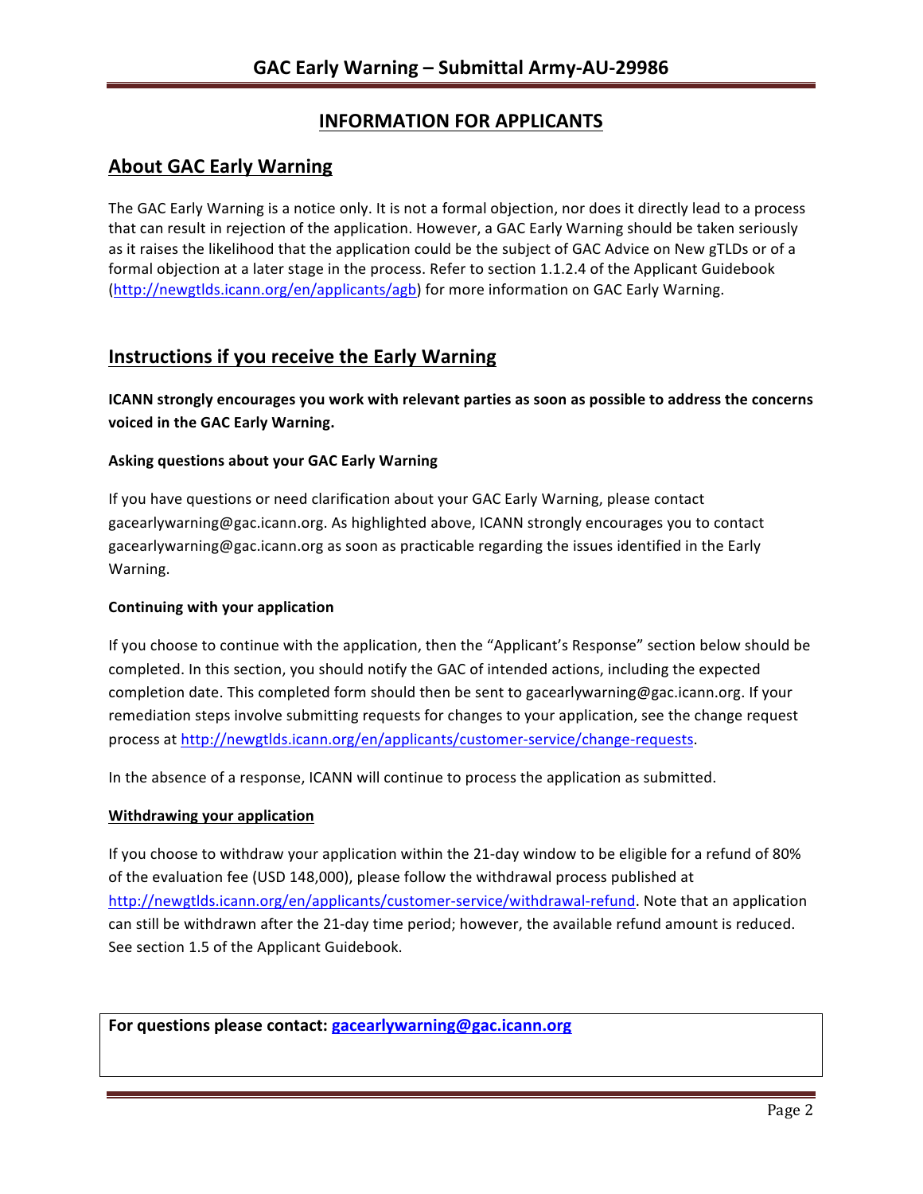## INFORMATION FOR APPLICANTS

## About GAC Early Warning

The GAC Early Warning is a notice only. It is not a formal objection, nor does it directly lead to a process that can result in rejection of the application. However, a GAC Early Warning should be taken seriously as it raises the likelihood that the application could be the subject of GAC Advice on New gTLDs or of a formal objection at a later stage in the process. Refer to section 1.1.2.4 of the Applicant Guidebook (http://newgtlds.icann.org/en/applicants/agb) for more information on GAC Early Warning.

## Instructions if you receive the Early Warning

**ICANN strongly encourages you work with relevant parties as soon as possible to address the concerns voiced in the GAC Early Warning.**

### Asking questions about your GAC Early Warning

If you have questions or need clarification about your GAC Early Warning, please contact gacearlywarning@gac.icann.org. As highlighted above, ICANN strongly encourages you to contact gacearlywarning@gac.icann.org as soon as practicable regarding the issues identified in the Early Warning.

### Continuing with your application

If you choose to continue with the application, then the "Applicant's Response" section below should be completed. In this section, you should notify the GAC of intended actions, including the expected completion date. This completed form should then be sent to gacearlywarning@gac.icann.org. If your remediation steps involve submitting requests for changes to your application, see the change request process at http://newgtlds.icann.org/en/applicants/customer-service/change-requests.

In the absence of a response, ICANN will continue to process the application as submitted.

### Withdrawing your application

If you choose to withdraw your application within the 21-day window to be eligible for a refund of 80% of the evaluation fee (USD 148,000), please follow the withdrawal process published at http://newgtlds.icann.org/en/applicants/customer-service/withdrawal-refund. Note that an application can still be withdrawn after the 21-day time period; however, the available refund amount is reduced. See section 1.5 of the Applicant Guidebook.

**For questions please contact: gacearlywarning@gac.icann.org**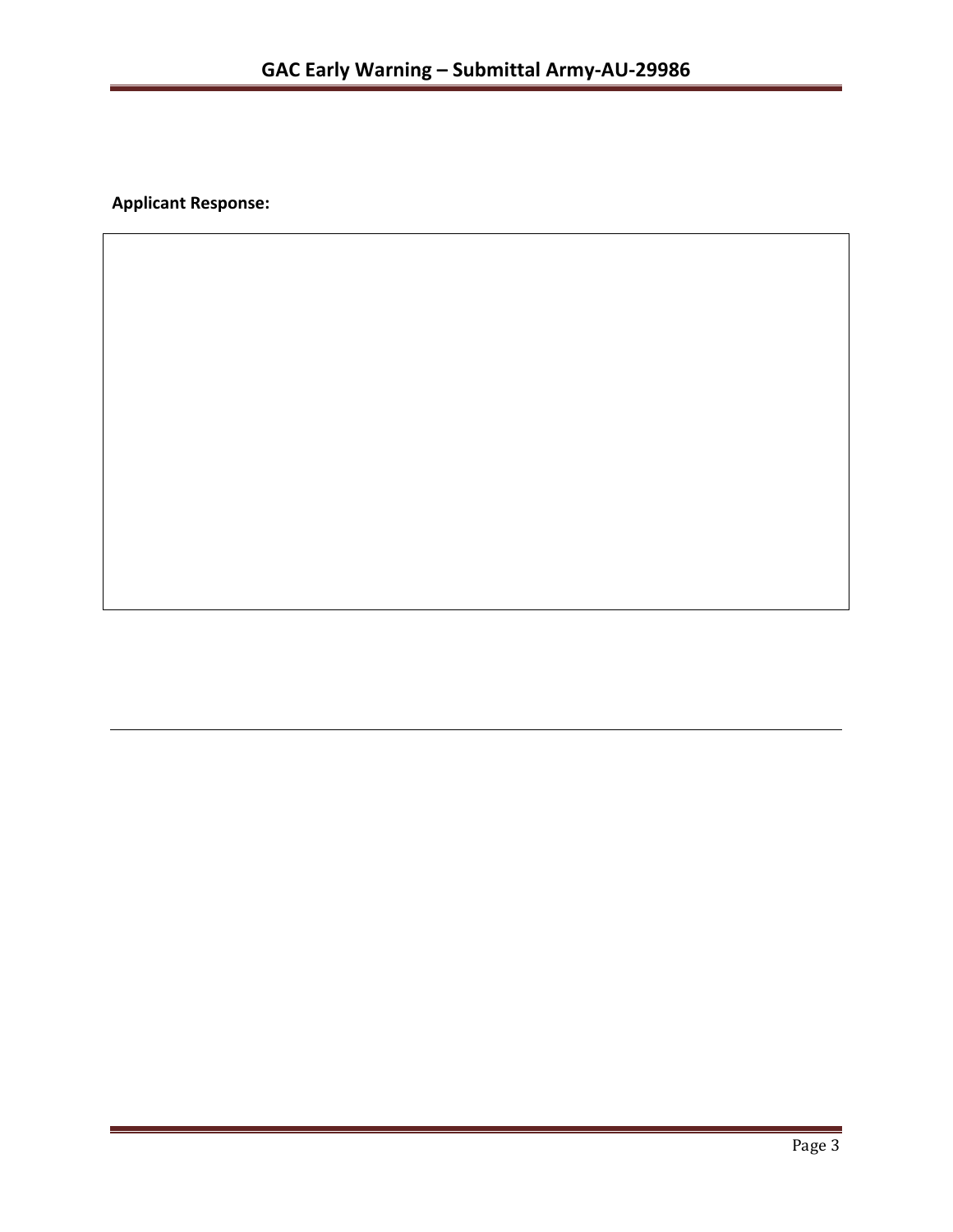**Applicant Response:**